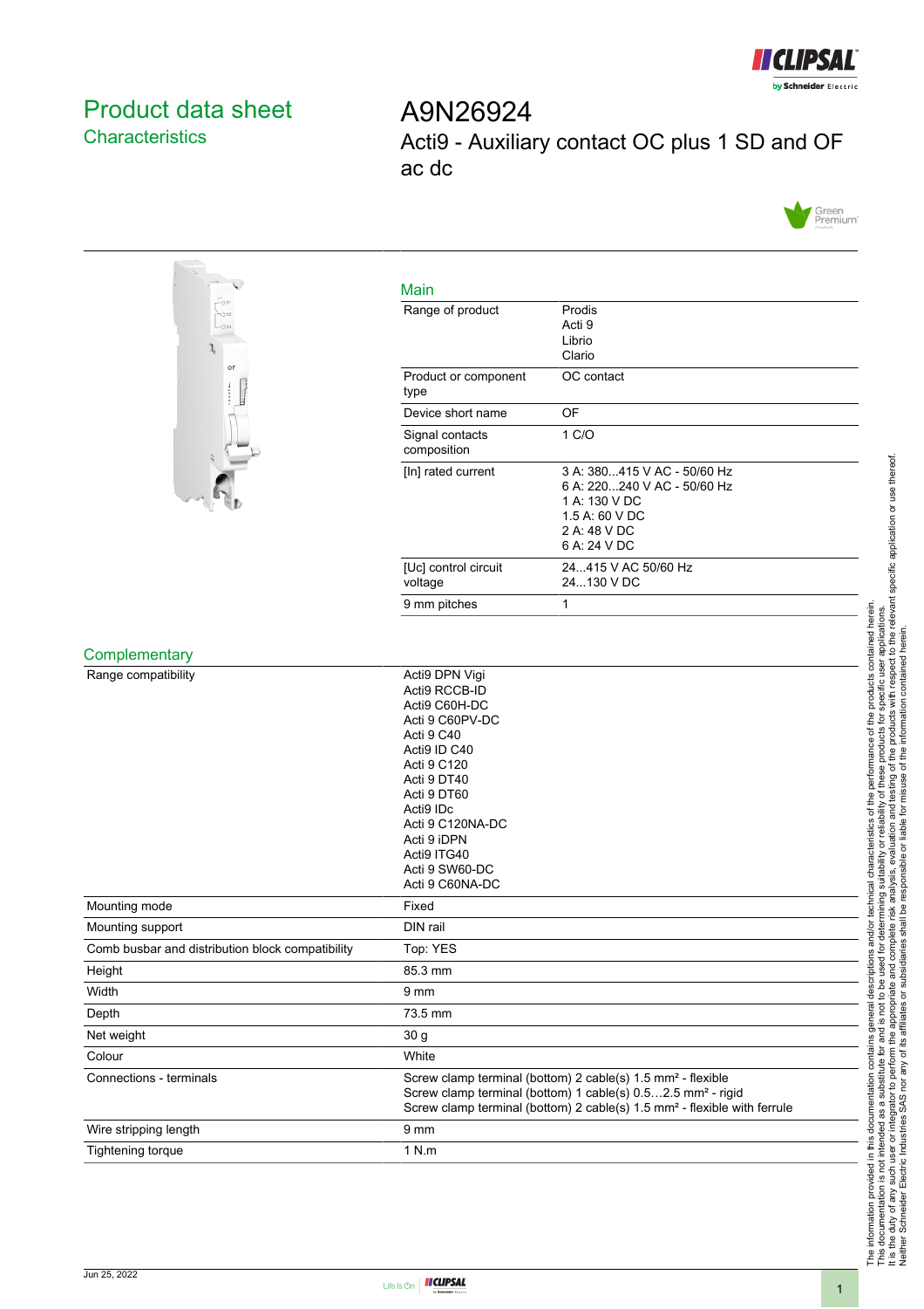# Product data sheet
## Characteristics

# A9N26924
## Acti9 - Auxiliary contact OC plus 1 SD and OF ac dc

### Main

| | |
|---|---|
| Range of product | Prodis<br>Acti 9<br>Librio<br>Clario |
| Product or component type | OC contact |
| Device short name | OF |
| Signal contacts composition | 1 C/O |
| [In] rated current | 3 A: 380...415 V AC - 50/60 Hz<br>6 A: 220...240 V AC - 50/60 Hz<br>1 A: 130 V DC<br>1.5 A: 60 V DC<br>2 A: 48 V DC<br>6 A: 24 V DC |
| [Uc] control circuit voltage | 24...415 V AC 50/60 Hz<br>24...130 V DC |
| 9 mm pitches | 1 |

### Complementary

| | |
|---|---|
| Range compatibility | Acti9 DPN Vigi<br>Acti9 RCCB-ID<br>Acti9 C60H-DC<br>Acti 9 C60PV-DC<br>Acti 9 C40<br>Acti9 ID C40<br>Acti 9 C120<br>Acti 9 DT40<br>Acti 9 DT60<br>Acti9 IDc<br>Acti 9 C120NA-DC<br>Acti 9 iDPN<br>Acti9 ITG40<br>Acti 9 SW60-DC<br>Acti 9 C60NA-DC |
| Mounting mode | Fixed |
| Mounting support | DIN rail |
| Comb busbar and distribution block compatibility | Top: YES |
| Height | 85.3 mm |
| Width | 9 mm |
| Depth | 73.5 mm |
| Net weight | 30 g |
| Colour | White |
| Connections - terminals | Screw clamp terminal (bottom) 2 cable(s) 1.5 mm² - flexible<br>Screw clamp terminal (bottom) 1 cable(s) 0.5…2.5 mm² - rigid<br>Screw clamp terminal (bottom) 2 cable(s) 1.5 mm² - flexible with ferrule |
| Wire stripping length | 9 mm |
| Tightening torque | 1 N.m |

The information provided in this documentation contains general descriptions and/or technical characteristics of the performance of the products contained herein. This documentation is not intended as a substitute for and is not to be used for determining suitability or reliability of these products for specific user applications. It is the duty of any such user or integrator to perform the appropriate and complete risk analysis, evaluation and testing of the products with respect to the relevant specific application or use thereof. Neither Schneider Electric Industries SAS nor any of its affiliates or subsidiaries shall be responsible or liable for misuse of the information contained herein.

Jun 25, 2022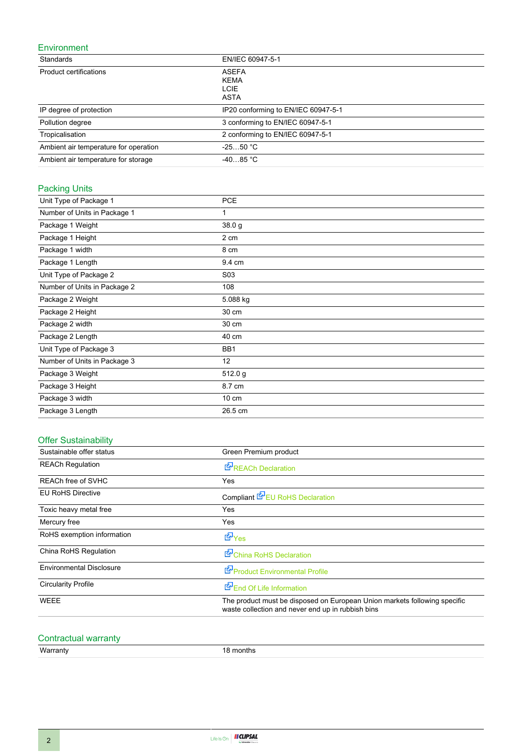## Environment

| | |
|---|---|
| Standards | EN/IEC 60947-5-1 |
| Product certifications | ASEFA<br>KEMA<br>LCIE<br>ASTA |
| IP degree of protection | IP20 conforming to EN/IEC 60947-5-1 |
| Pollution degree | 3 conforming to EN/IEC 60947-5-1 |
| Tropicalisation | 2 conforming to EN/IEC 60947-5-1 |
| Ambient air temperature for operation | -25…50 °C |
| Ambient air temperature for storage | -40…85 °C |

## Packing Units

| | |
|---|---|
| Unit Type of Package 1 | PCE |
| Number of Units in Package 1 | 1 |
| Package 1 Weight | 38.0 g |
| Package 1 Height | 2 cm |
| Package 1 width | 8 cm |
| Package 1 Length | 9.4 cm |
| Unit Type of Package 2 | S03 |
| Number of Units in Package 2 | 108 |
| Package 2 Weight | 5.088 kg |
| Package 2 Height | 30 cm |
| Package 2 width | 30 cm |
| Package 2 Length | 40 cm |
| Unit Type of Package 3 | BB1 |
| Number of Units in Package 3 | 12 |
| Package 3 Weight | 512.0 g |
| Package 3 Height | 8.7 cm |
| Package 3 width | 10 cm |
| Package 3 Length | 26.5 cm |

## Offer Sustainability

| | |
|---|---|
| Sustainable offer status | Green Premium product |
| REACh Regulation | REACh Declaration |
| REACh free of SVHC | Yes |
| EU RoHS Directive | Compliant EU RoHS Declaration |
| Toxic heavy metal free | Yes |
| Mercury free | Yes |
| RoHS exemption information | Yes |
| China RoHS Regulation | China RoHS Declaration |
| Environmental Disclosure | Product Environmental Profile |
| Circularity Profile | End Of Life Information |
| WEEE | The product must be disposed on European Union markets following specific waste collection and never end up in rubbish bins |

## Contractual warranty

| | |
|---|---|
| Warranty | 18 months |